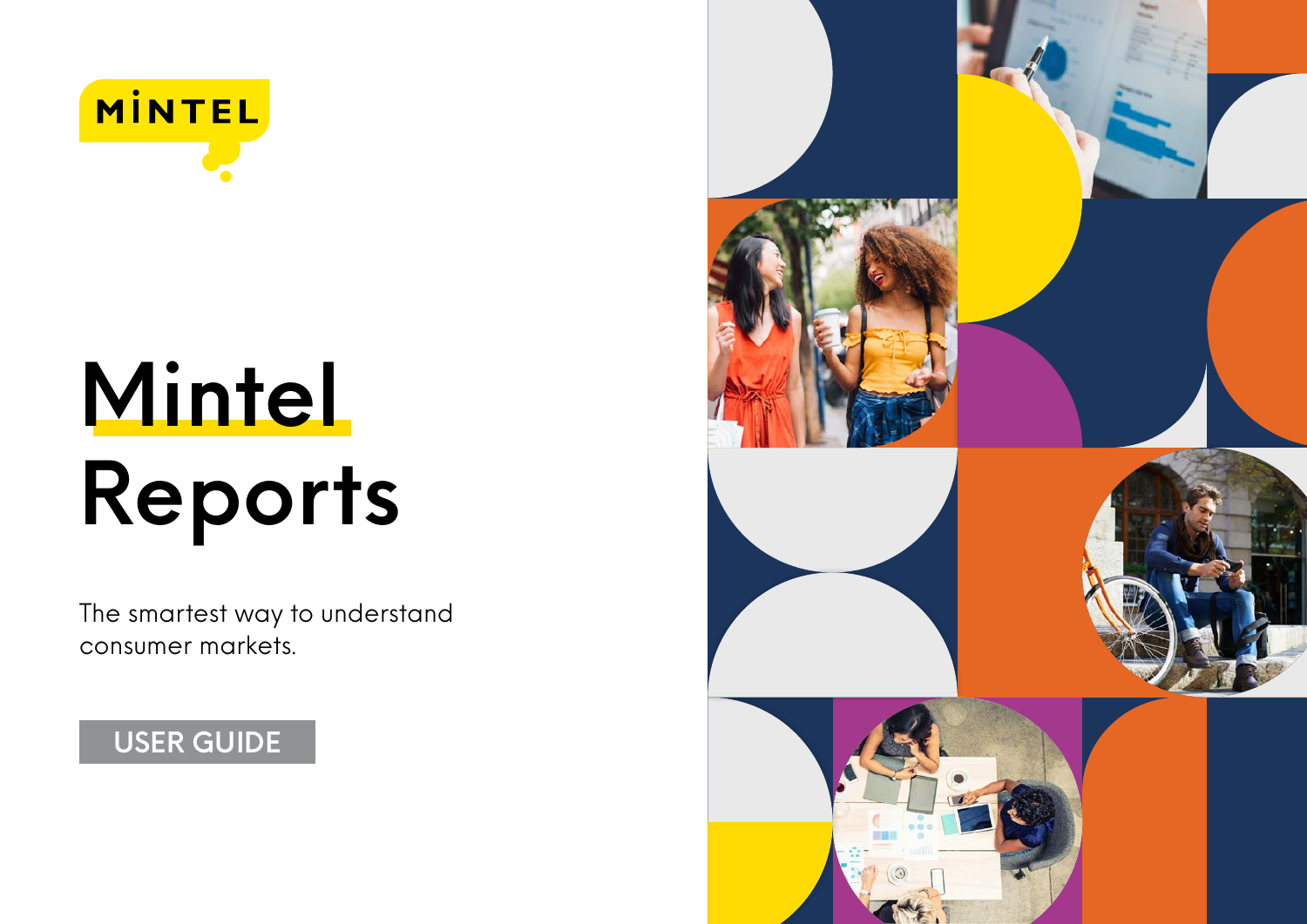MINTEL

# Mintel Reports

The smartest way to understand consumer markets.

USER GUIDE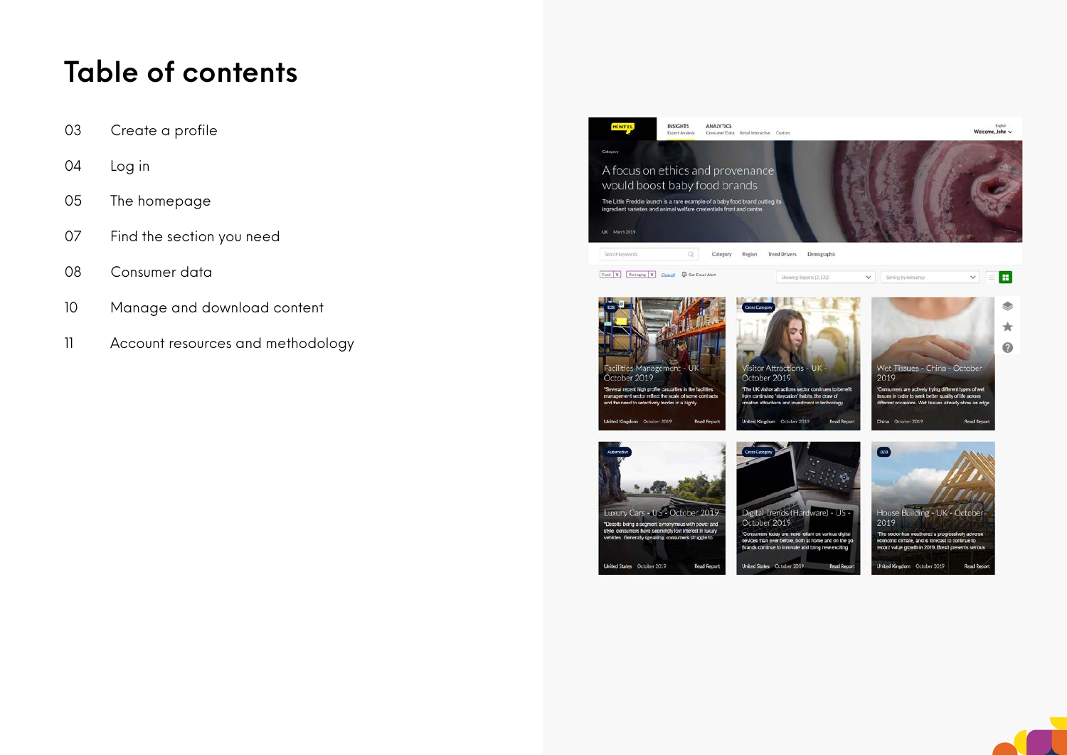# Table of contents

| | |
|---|---|
| 03 | Create a profile |
| 04 | Log in |
| 05 | The homepage |
| 07 | Find the section you need |
| 08 | Consumer data |
| 10 | Manage and download content |
| 11 | Account resources and methodology |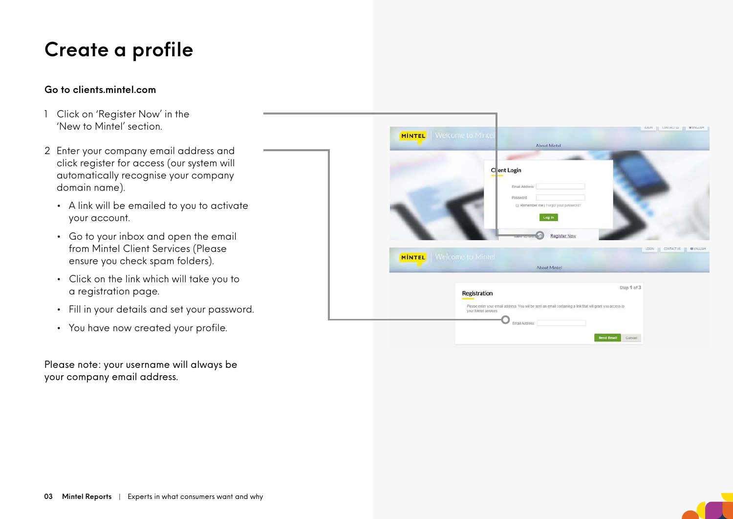# Create a profile

**Go to clients.mintel.com**

1. Click on 'Register Now' in the 'New to Mintel' section.

2. Enter your company email address and click register for access (our system will automatically recognise your company domain name).

   - A link will be emailed to you to activate your account.
   - Go to your inbox and open the email from Mintel Client Services (Please ensure you check spam folders).
   - Click on the link which will take you to a registration page.
   - Fill in your details and set your password.
   - You have now created your profile.

Please note: your username will always be your company email address.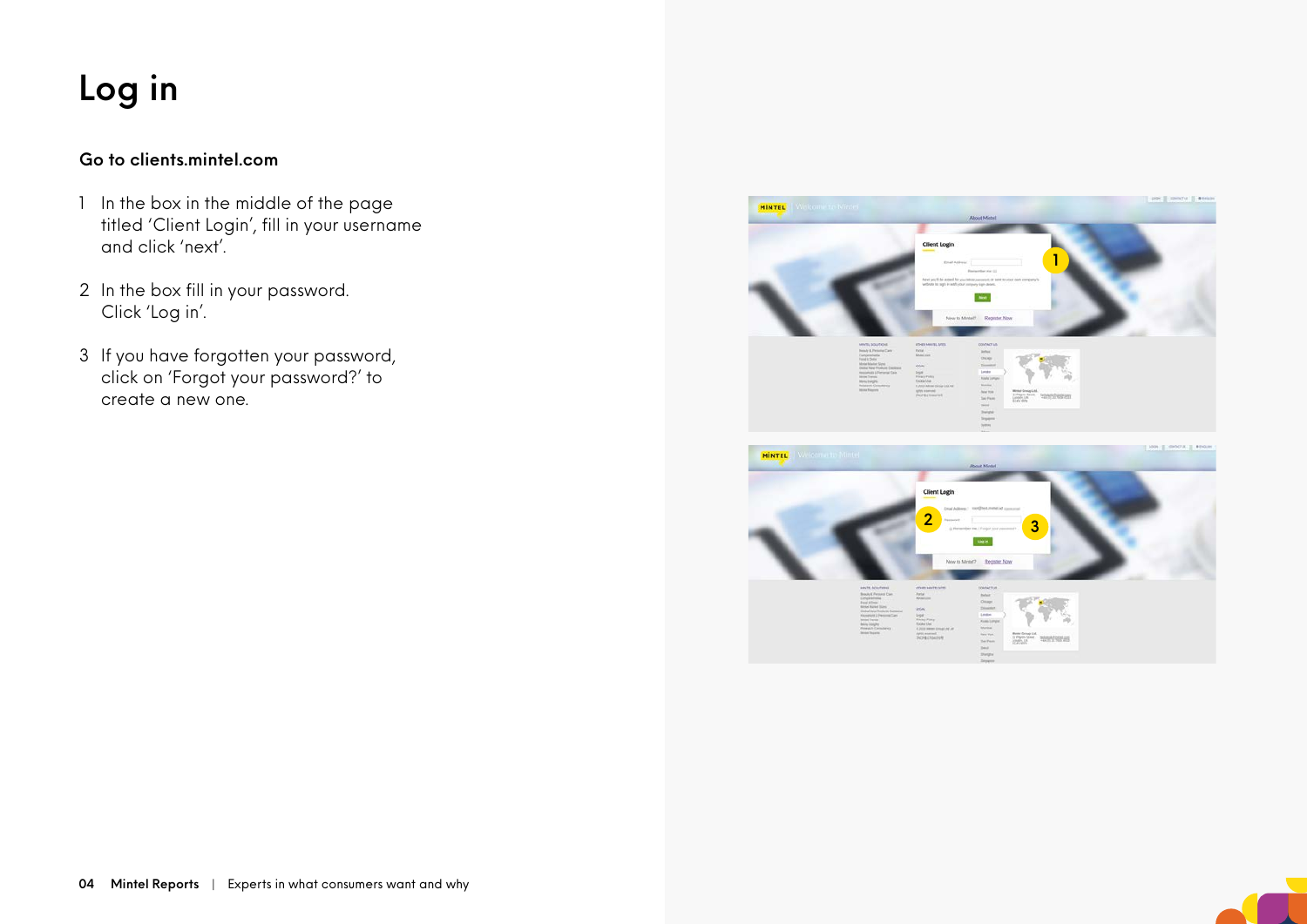# Log in

### Go to clients.mintel.com

1. In the box in the middle of the page titled 'Client Login', fill in your username and click 'next'.
2. In the box fill in your password. Click 'Log in'.
3. If you have forgotten your password, click on 'Forgot your password?' to create a new one.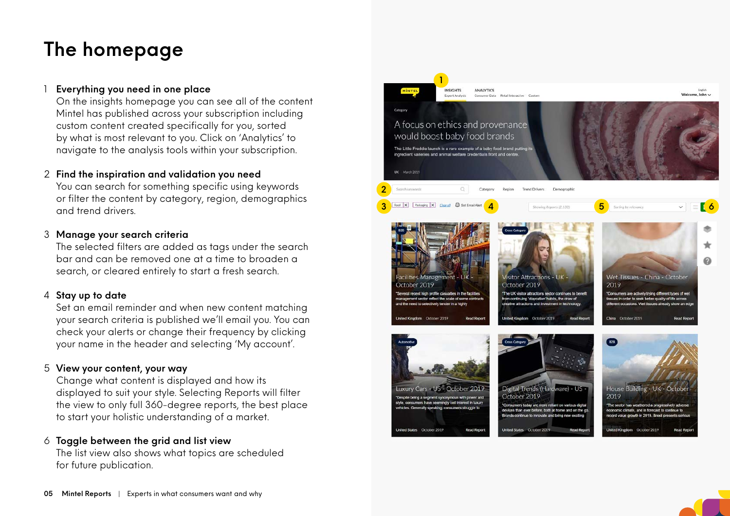# The homepage

1 **Everything you need in one place**
On the insights homepage you can see all of the content Mintel has published across your subscription including custom content created specifically for you, sorted by what is most relevant to you. Click on 'Analytics' to navigate to the analysis tools within your subscription.

2 **Find the inspiration and validation you need**
You can search for something specific using keywords or filter the content by category, region, demographics and trend drivers.

3 **Manage your search criteria**
The selected filters are added as tags under the search bar and can be removed one at a time to broaden a search, or cleared entirely to start a fresh search.

4 **Stay up to date**
Set an email reminder and when new content matching your search criteria is published we'll email you. You can check your alerts or change their frequency by clicking your name in the header and selecting 'My account'.

5 **View your content, your way**
Change what content is displayed and how its displayed to suit your style. Selecting Reports will filter the view to only full 360-degree reports, the best place to start your holistic understanding of a market.

6 **Toggle between the grid and list view**
The list view also shows what topics are scheduled for future publication.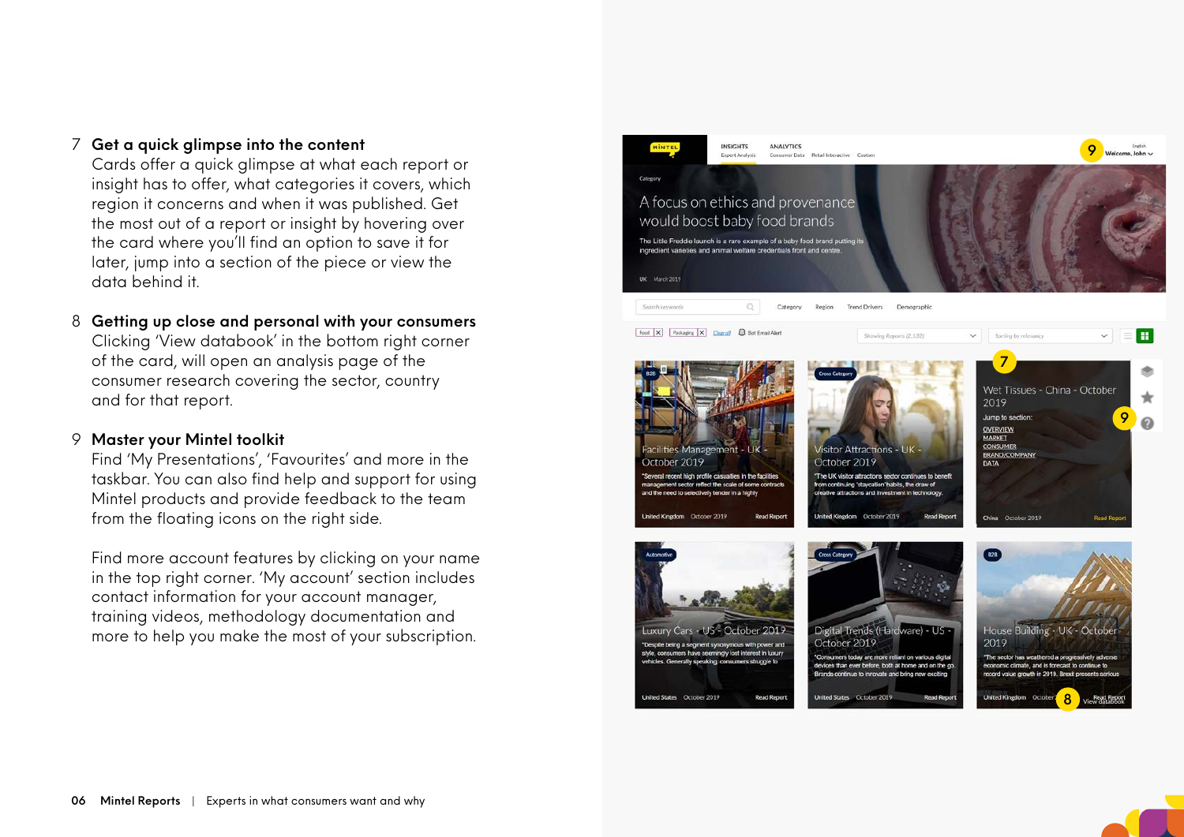7 **Get a quick glimpse into the content**
Cards offer a quick glimpse at what each report or insight has to offer, what categories it covers, which region it concerns and when it was published. Get the most out of a report or insight by hovering over the card where you'll find an option to save it for later, jump into a section of the piece or view the data behind it.

8 **Getting up close and personal with your consumers**
Clicking 'View databook' in the bottom right corner of the card, will open an analysis page of the consumer research covering the sector, country and for that report.

9 **Master your Mintel toolkit**
Find 'My Presentations', 'Favourites' and more in the taskbar. You can also find help and support for using Mintel products and provide feedback to the team from the floating icons on the right side.

Find more account features by clicking on your name in the top right corner. 'My account' section includes contact information for your account manager, training videos, methodology documentation and more to help you make the most of your subscription.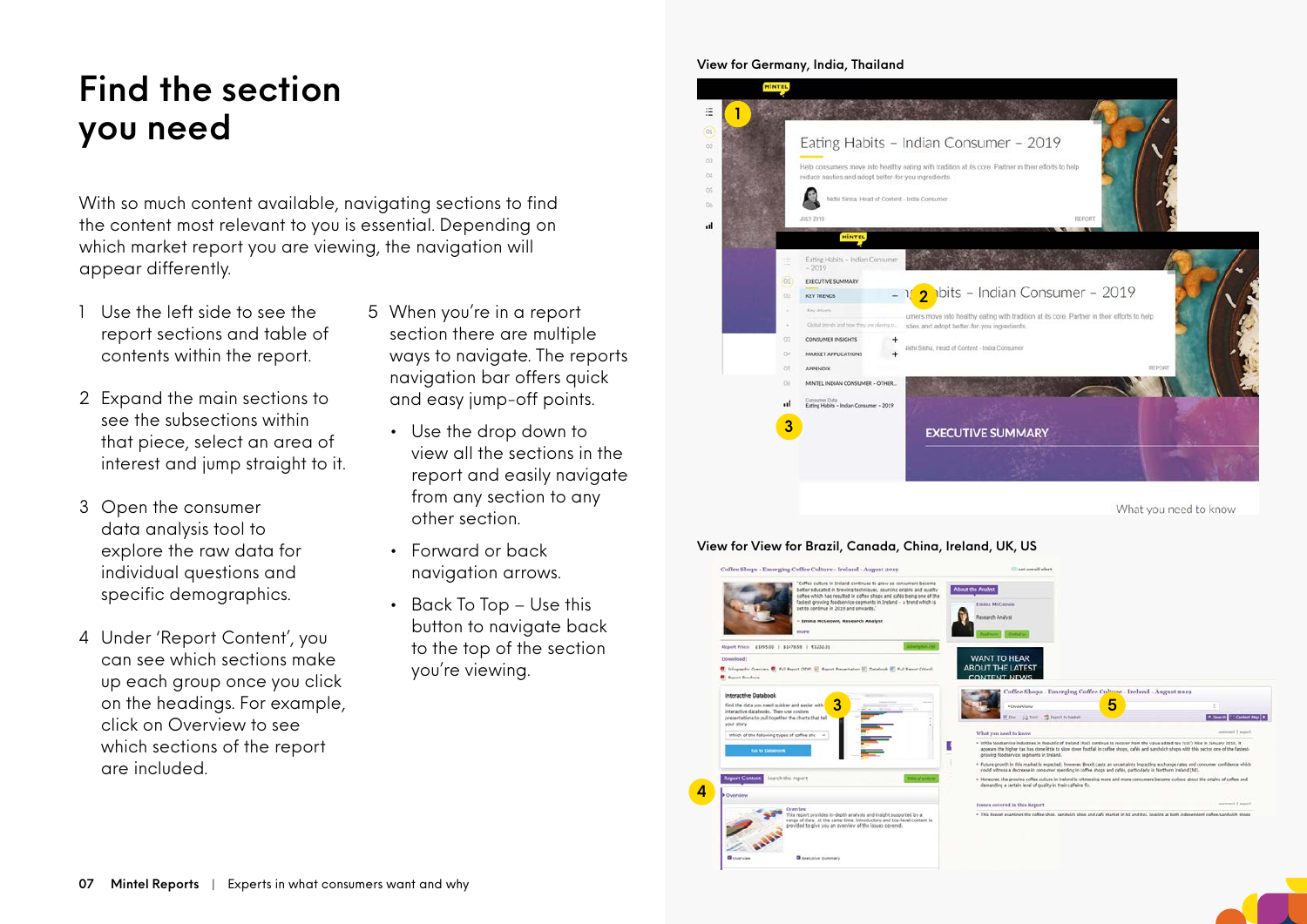# Find the section you need

With so much content available, navigating sections to find the content most relevant to you is essential. Depending on which market report you are viewing, the navigation will appear differently.

1. Use the left side to see the report sections and table of contents within the report.

2. Expand the main sections to see the subsections within that piece, select an area of interest and jump straight to it.

3. Open the consumer data analysis tool to explore the raw data for individual questions and specific demographics.

4. Under 'Report Content', you can see which sections make up each group once you click on the headings. For example, click on Overview to see which sections of the report are included.

5. When you're in a report section there are multiple ways to navigate. The reports navigation bar offers quick and easy jump-off points.
   - Use the drop down to view all the sections in the report and easily navigate from any section to any other section.
   - Forward or back navigation arrows.
   - Back To Top – Use this button to navigate back to the top of the section you're viewing.

View for Germany, India, Thailand

View for View for Brazil, Canada, China, Ireland, UK, US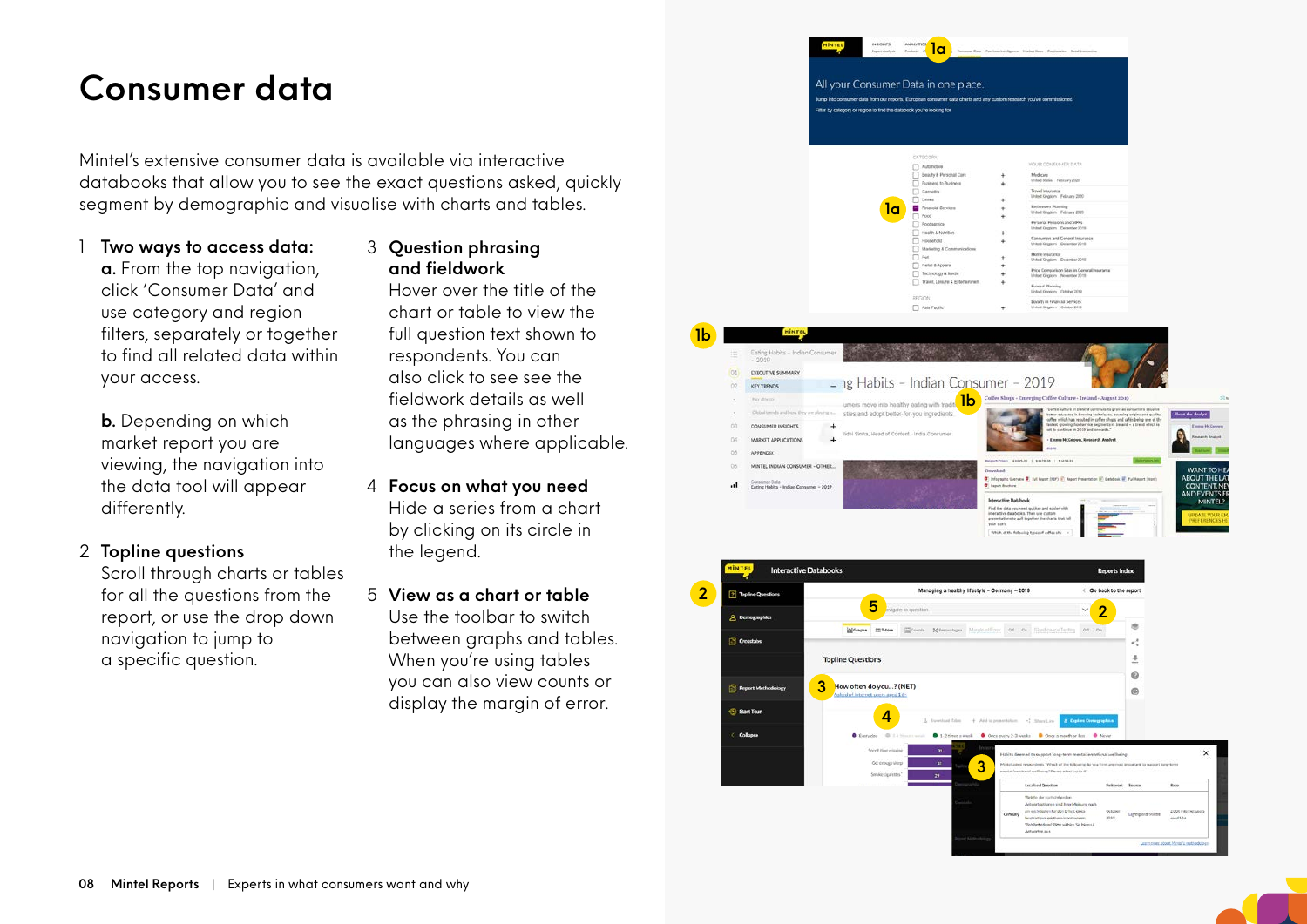# Consumer data

Mintel's extensive consumer data is available via interactive databooks that allow you to see the exact questions asked, quickly segment by demographic and visualise with charts and tables.

1. **Two ways to access data:**
   **a.** From the top navigation, click 'Consumer Data' and use category and region filters, separately or together to find all related data within your access.

   **b.** Depending on which market report you are viewing, the navigation into the data tool will appear differently.

2. **Topline questions**
   Scroll through charts or tables for all the questions from the report, or use the drop down navigation to jump to a specific question.

3. **Question phrasing and fieldwork**
   Hover over the title of the chart or table to view the full question text shown to respondents. You can also click to see see the fieldwork details as well as the phrasing in other languages where applicable.

4. **Focus on what you need**
   Hide a series from a chart by clicking on its circle in the legend.

5. **View as a chart or table**
   Use the toolbar to switch between graphs and tables. When you're using tables you can also view counts or display the margin of error.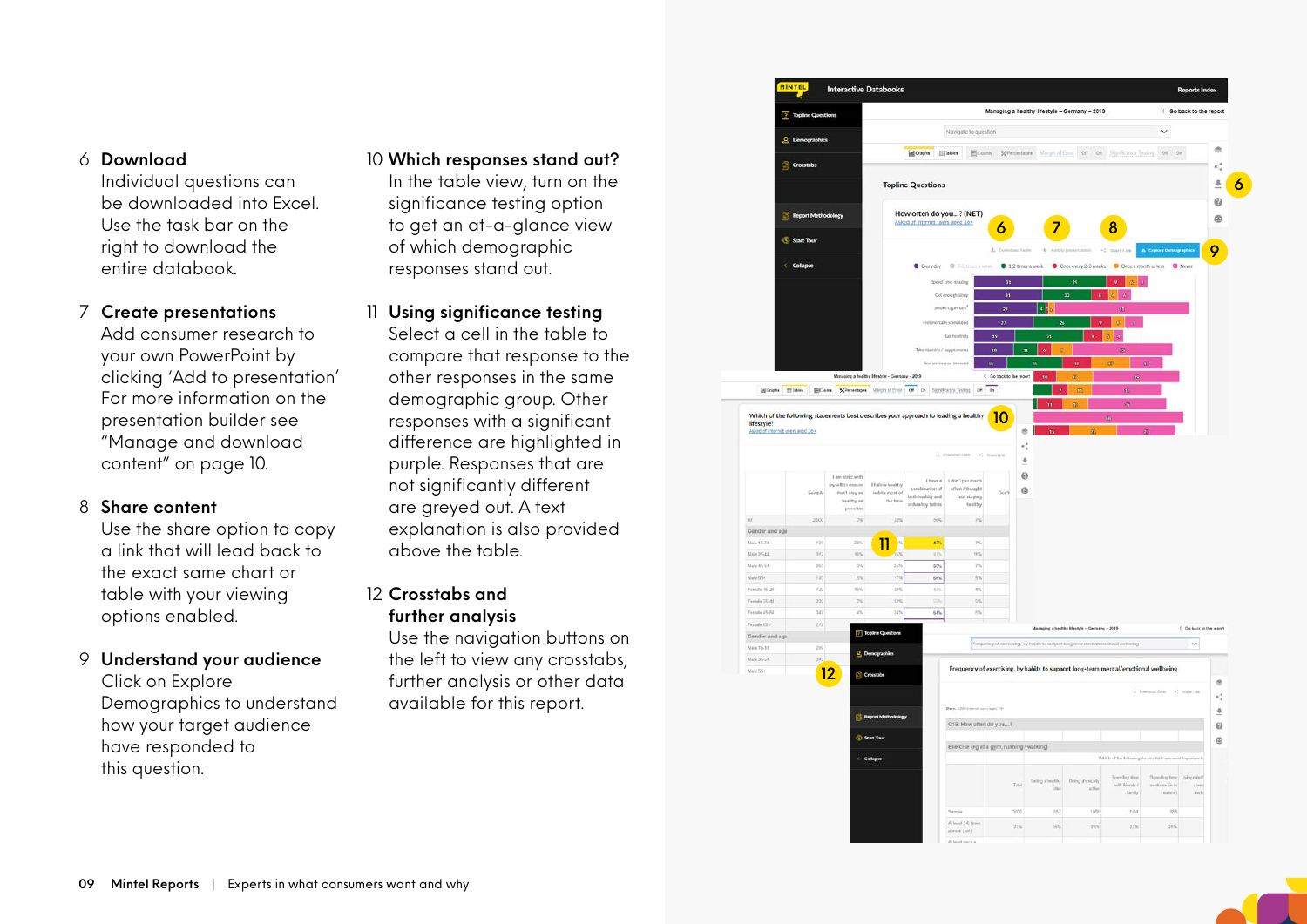6 **Download**
Individual questions can be downloaded into Excel. Use the task bar on the right to download the entire databook.

7 **Create presentations**
Add consumer research to your own PowerPoint by clicking 'Add to presentation' For more information on the presentation builder see "Manage and download content" on page 10.

8 **Share content**
Use the share option to copy a link that will lead back to the exact same chart or table with your viewing options enabled.

9 **Understand your audience**
Click on Explore Demographics to understand how your target audience have responded to this question.

10 **Which responses stand out?**
In the table view, turn on the significance testing option to get an at-a-glance view of which demographic responses stand out.

11 **Using significance testing**
Select a cell in the table to compare that response to the other responses in the same demographic group. Other responses with a significant difference are highlighted in purple. Responses that are not significantly different are greyed out. A text explanation is also provided above the table.

12 **Crosstabs and further analysis**
Use the navigation buttons on the left to view any crosstabs, further analysis or other data available for this report.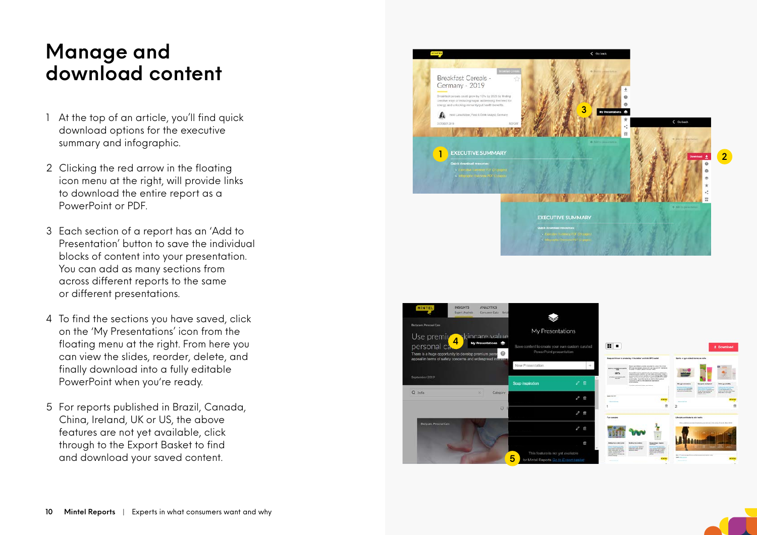# Manage and download content

1. At the top of an article, you'll find quick download options for the executive summary and infographic.

2. Clicking the red arrow in the floating icon menu at the right, will provide links to download the entire report as a PowerPoint or PDF.

3. Each section of a report has an 'Add to Presentation' button to save the individual blocks of content into your presentation. You can add as many sections from across different reports to the same or different presentations.

4. To find the sections you have saved, click on the 'My Presentations' icon from the floating menu at the right. From here you can view the slides, reorder, delete, and finally download into a fully editable PowerPoint when you're ready.

5. For reports published in Brazil, Canada, China, Ireland, UK or US, the above features are not yet available, click through to the Export Basket to find and download your saved content.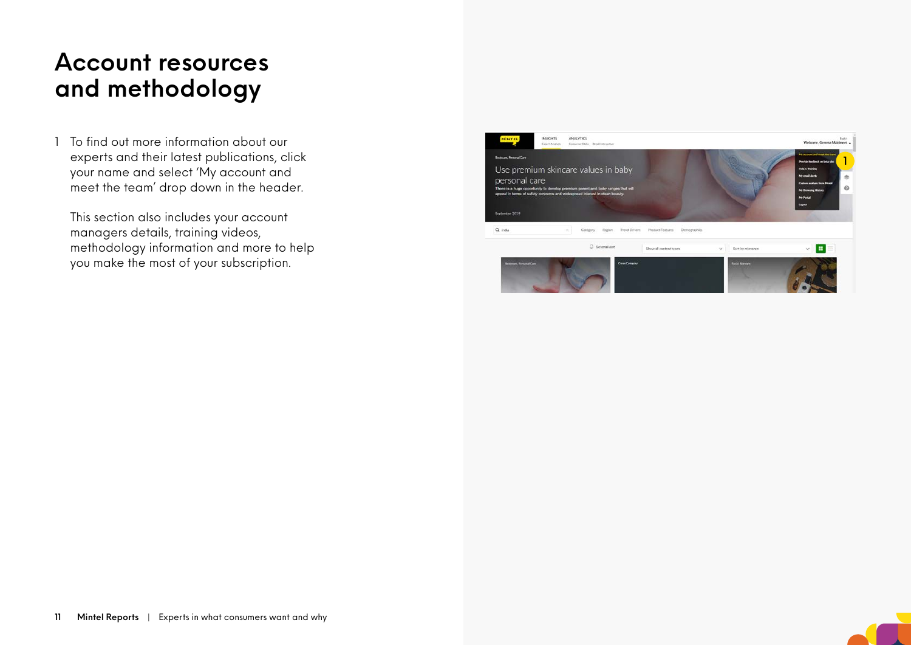# Account resources and methodology

1. To find out more information about our experts and their latest publications, click your name and select 'My account and meet the team' drop down in the header.

   This section also includes your account managers details, training videos, methodology information and more to help you make the most of your subscription.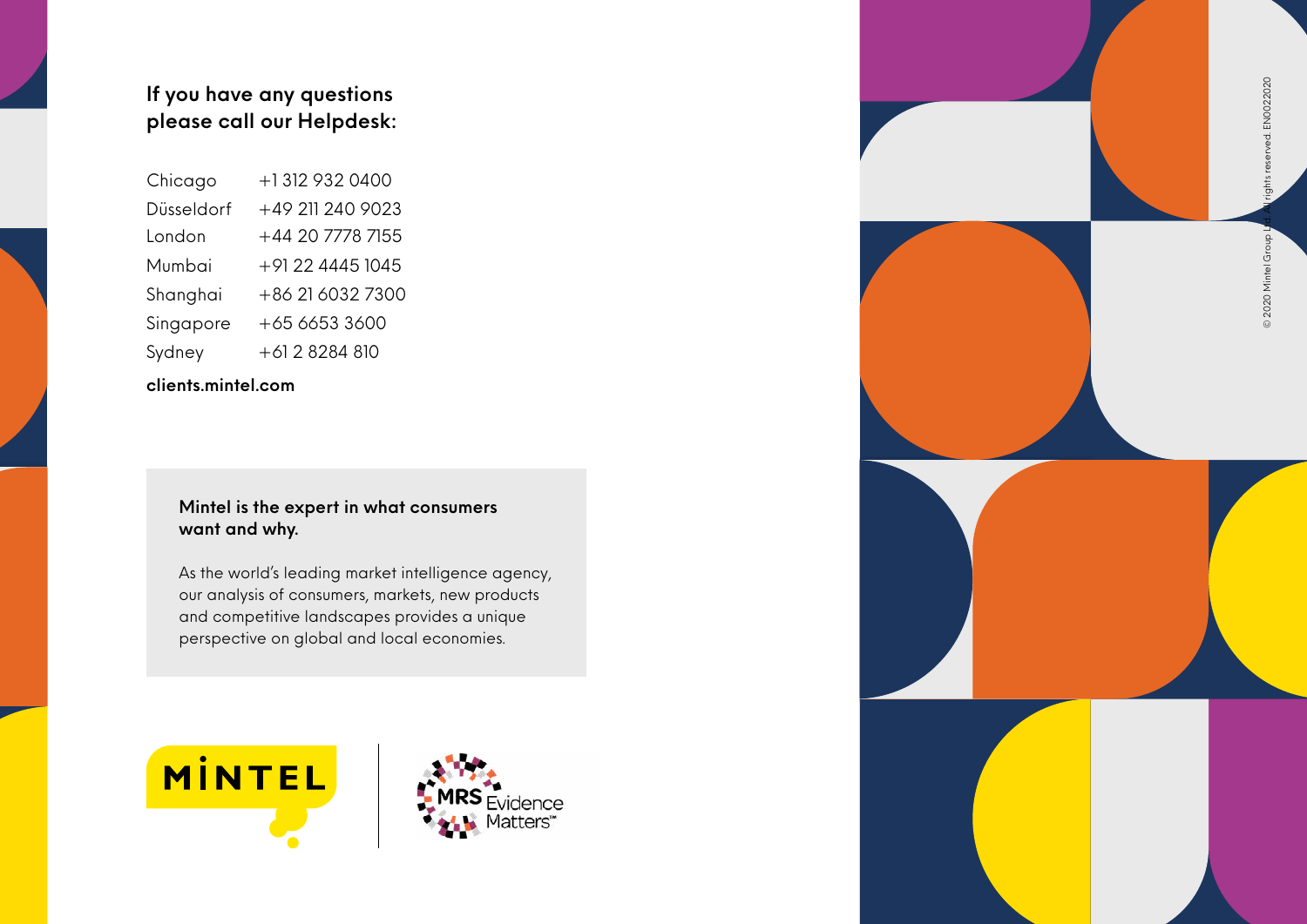## If you have any questions please call our Helpdesk:

| | |
|---|---|
| Chicago | +1 312 932 0400 |
| Düsseldorf | +49 211 240 9023 |
| London | +44 20 7778 7155 |
| Mumbai | +91 22 4445 1045 |
| Shanghai | +86 21 6032 7300 |
| Singapore | +65 6653 3600 |
| Sydney | +61 2 8284 810 |

**clients.mintel.com**

**Mintel is the expert in what consumers want and why.**

As the world's leading market intelligence agency, our analysis of consumers, markets, new products and competitive landscapes provides a unique perspective on global and local economies.

MINTEL

MRS Evidence Matters™

© 2020 Mintel Group Ltd. All rights reserved. EN0022020